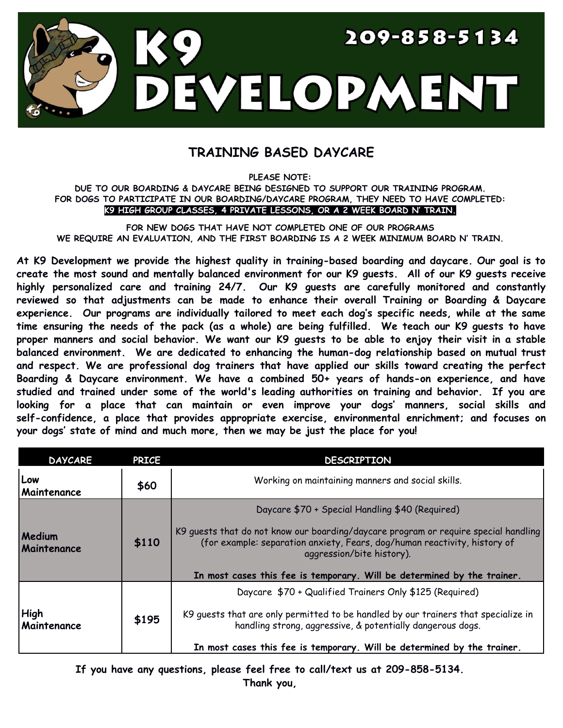# K9 DEVELOPMENT

**209-858-5134**

## TRAINING BASED DAYCARE

**PLEASE NOTE:**
**DUE TO OUR BOARDING & DAYCARE BEING DESIGNED TO SUPPORT OUR TRAINING PROGRAM.**
**FOR DOGS TO PARTICIPATE IN OUR BOARDING/DAYCARE PROGRAM, THEY NEED TO HAVE COMPLETED:**
**K9 HIGH GROUP CLASSES, 4 PRIVATE LESSONS, OR A 2 WEEK BOARD N' TRAIN.**

**FOR NEW DOGS THAT HAVE NOT COMPLETED ONE OF OUR PROGRAMS**
**WE REQUIRE AN EVALUATION, AND THE FIRST BOARDING IS A 2 WEEK MINIMUM BOARD N' TRAIN.**

**At K9 Development we provide the highest quality in training-based boarding and daycare. Our goal is to create the most sound and mentally balanced environment for our K9 guests. All of our K9 guests receive highly personalized care and training 24/7. Our K9 guests are carefully monitored and constantly reviewed so that adjustments can be made to enhance their overall Training or Boarding & Daycare experience. Our programs are individually tailored to meet each dog's specific needs, while at the same time ensuring the needs of the pack (as a whole) are being fulfilled. We teach our K9 guests to have proper manners and social behavior. We want our K9 guests to be able to enjoy their visit in a stable balanced environment. We are dedicated to enhancing the human-dog relationship based on mutual trust and respect. We are professional dog trainers that have applied our skills toward creating the perfect Boarding & Daycare environment. We have a combined 50+ years of hands-on experience, and have studied and trained under some of the world's leading authorities on training and behavior. If you are looking for a place that can maintain or even improve your dogs' manners, social skills and self-confidence, a place that provides appropriate exercise, environmental enrichment; and focuses on your dogs' state of mind and much more, then we may be just the place for you!**

| DAYCARE | PRICE | DESCRIPTION |
|---|---|---|
| Low Maintenance | $60 | Working on maintaining manners and social skills. |
| Medium Maintenance | $110 | Daycare $70 + Special Handling $40 (Required)<br><br>K9 guests that do not know our boarding/daycare program or require special handling (for example: separation anxiety, Fears, dog/human reactivity, history of aggression/bite history).<br><br>**In most cases this fee is temporary. Will be determined by the trainer.** |
| High Maintenance | $195 | Daycare $70 + Qualified Trainers Only $125 (Required)<br><br>K9 guests that are only permitted to be handled by our trainers that specialize in handling strong, aggressive, & potentially dangerous dogs.<br><br>**In most cases this fee is temporary. Will be determined by the trainer.** |

**If you have any questions, please feel free to call/text us at 209-858-5134.**
**Thank you,**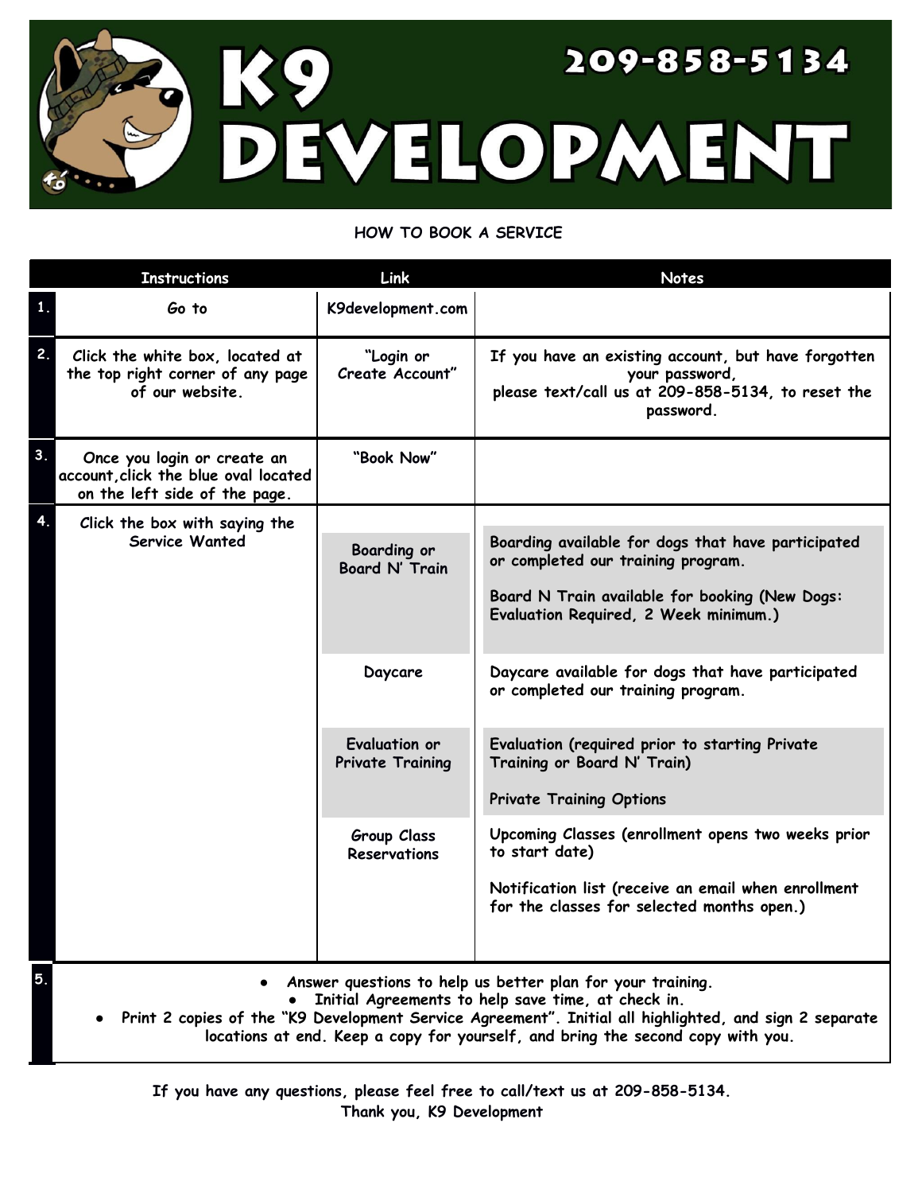# K9 DEVELOPMENT

209-858-5134

HOW TO BOOK A SERVICE

| | Instructions | Link | Notes |
|---|---|---|---|
| 1. | Go to | K9development.com | |
| 2. | Click the white box, located at the top right corner of any page of our website. | "Login or Create Account" | If you have an existing account, but have forgotten your password, please text/call us at 209-858-5134, to reset the password. |
| 3. | Once you login or create an account, click the blue oval located on the left side of the page. | "Book Now" | |
| 4. | Click the box with saying the Service Wanted | Boarding or Board N' Train | Boarding available for dogs that have participated or completed our training program.<br><br>Board N Train available for booking (New Dogs: Evaluation Required, 2 Week minimum.) |
| | | Daycare | Daycare available for dogs that have participated or completed our training program. |
| | | Evaluation or Private Training | Evaluation (required prior to starting Private Training or Board N' Train)<br><br>Private Training Options |
| | | Group Class Reservations | Upcoming Classes (enrollment opens two weeks prior to start date)<br><br>Notification list (receive an email when enrollment for the classes for selected months open.) |
| 5. | • Answer questions to help us better plan for your training.<br>• Initial Agreements to help save time, at check in.<br>• Print 2 copies of the "K9 Development Service Agreement". Initial all highlighted, and sign 2 separate locations at end. Keep a copy for yourself, and bring the second copy with you. | | |

If you have any questions, please feel free to call/text us at 209-858-5134.
Thank you, K9 Development